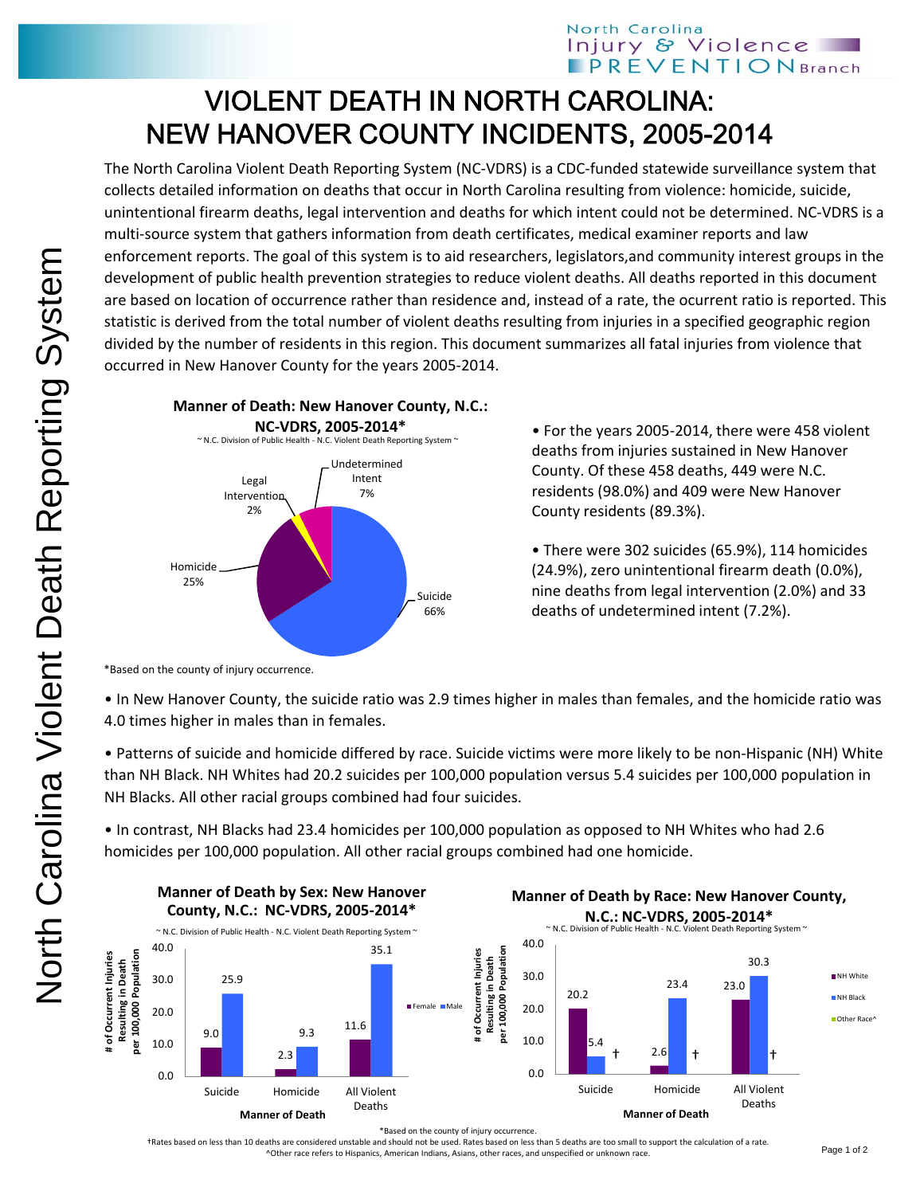# VIOLENT DEATH IN NORTH CAROLINA: NEW HANOVER COUNTY INCIDENTS, 2005-2014

The North Carolina Violent Death Reporting System (NC-VDRS) is a CDC-funded statewide surveillance system that collects detailed information on deaths that occur in North Carolina resulting from violence: homicide, suicide, unintentional firearm deaths, legal intervention and deaths for which intent could not be determined. NC-VDRS is a multi-source system that gathers information from death certificates, medical examiner reports and law enforcement reports. The goal of this system is to aid researchers, legislators,and community interest groups in the development of public health prevention strategies to reduce violent deaths. All deaths reported in this document are based on location of occurrence rather than residence and, instead of a rate, the ocurrent ratio is reported. This statistic is derived from the total number of violent deaths resulting from injuries in a specified geographic region divided by the number of residents in this region. This document summarizes all fatal injuries from violence that occurred in New Hanover County for the years 2005-2014.

**Manner of Death: New Hanover County, N.C.: NC-VDRS, 2005-2014***

~ N.C. Division of Public Health - N.C. Violent Death Reporting System ~

| Manner of Death | Percent |
|---|---|
| Suicide | 66% |
| Homicide | 25% |
| Legal Intervention | 2% |
| Undetermined Intent | 7% |

*Based on the county of injury occurrence.

- For the years 2005-2014, there were 458 violent deaths from injuries sustained in New Hanover County. Of these 458 deaths, 449 were N.C. residents (98.0%) and 409 were New Hanover County residents (89.3%).
- There were 302 suicides (65.9%), 114 homicides (24.9%), zero unintentional firearm death (0.0%), nine deaths from legal intervention (2.0%) and 33 deaths of undetermined intent (7.2%).

- In New Hanover County, the suicide ratio was 2.9 times higher in males than females, and the homicide ratio was 4.0 times higher in males than in females.
- Patterns of suicide and homicide differed by race. Suicide victims were more likely to be non-Hispanic (NH) White than NH Black. NH Whites had 20.2 suicides per 100,000 population versus 5.4 suicides per 100,000 population in NH Blacks. All other racial groups combined had four suicides.
- In contrast, NH Blacks had 23.4 homicides per 100,000 population as opposed to NH Whites who had 2.6 homicides per 100,000 population. All other racial groups combined had one homicide.

**Manner of Death by Sex: New Hanover County, N.C.: NC-VDRS, 2005-2014***

~ N.C. Division of Public Health - N.C. Violent Death Reporting System ~

# of Occurrent Injuries Resulting in Death per 100,000 Population

| Manner of Death | Female | Male |
|---|---|---|
| Suicide | 9.0 | 25.9 |
| Homicide | 2.3 | 9.3 |
| All Violent Deaths | 11.6 | 35.1 |

**Manner of Death by Race: New Hanover County, N.C.: NC-VDRS, 2005-2014***

~ N.C. Division of Public Health - N.C. Violent Death Reporting System ~

# of Occurrent Injuries Resulting in Death per 100,000 Population

| Manner of Death | NH White | NH Black | Other Race^ |
|---|---|---|---|
| Suicide | 20.2 | 5.4 | † |
| Homicide | 2.6 | 23.4 | † |
| All Violent Deaths | 23.0 | 30.3 | † |

*Based on the county of injury occurrence.

†Rates based on less than 10 deaths are considered unstable and should not be used. Rates based on less than 5 deaths are too small to support the calculation of a rate.

^Other race refers to Hispanics, American Indians, Asians, other races, and unspecified or unknown race.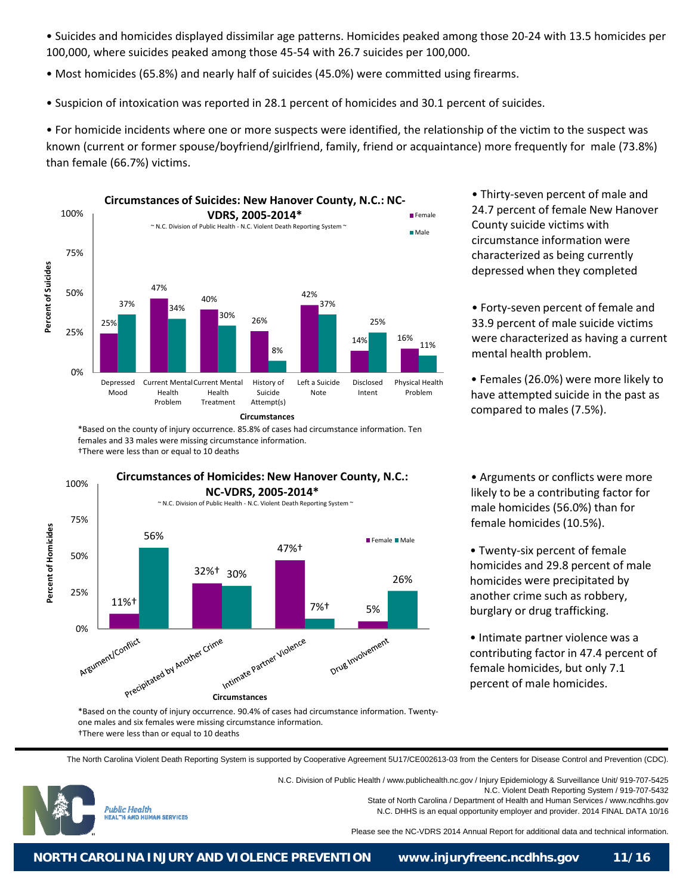• Suicides and homicides displayed dissimilar age patterns. Homicides peaked among those 20-24 with 13.5 homicides per 100,000, where suicides peaked among those 45-54 with 26.7 suicides per 100,000.

• Most homicides (65.8%) and nearly half of suicides (45.0%) were committed using firearms.

• Suspicion of intoxication was reported in 28.1 percent of homicides and 30.1 percent of suicides.

• For homicide incidents where one or more suspects were identified, the relationship of the victim to the suspect was known (current or former spouse/boyfriend/girlfriend, family, friend or acquaintance) more frequently for male (73.8%) than female (66.7%) victims.

**Circumstances of Suicides: New Hanover County, N.C.: NC-VDRS, 2005-2014***

~ N.C. Division of Public Health - N.C. Violent Death Reporting System ~

Female
Male

100%
75%
50%
25%
0%

Percent of Suicides

Depressed Mood: 25% 37%
Current Mental Health Problem: 47% 34%
Current Mental Health Treatment: 40% 30%
History of Suicide Attempt(s): 26% 8%
Left a Suicide Note: 42% 37%
Disclosed Intent: 14% 25%
Physical Health Problem: 16% 11%

Circumstances

*Based on the county of injury occurrence. 85.8% of cases had circumstance information. Ten females and 33 males were missing circumstance information.
†There were less than or equal to 10 deaths

• Thirty-seven percent of male and 24.7 percent of female New Hanover County suicide victims with circumstance information were characterized as being currently depressed when they completed

• Forty-seven percent of female and 33.9 percent of male suicide victims were characterized as having a current mental health problem.

• Females (26.0%) were more likely to have attempted suicide in the past as compared to males (7.5%).

**Circumstances of Homicides: New Hanover County, N.C.: NC-VDRS, 2005-2014***

~ N.C. Division of Public Health - N.C. Violent Death Reporting System ~

Female
Male

100%
75%
50%
25%
0%

Percent of Homicides

Argument/Conflict: 11%† 56%
Precipitated by Another Crime: 32%† 30%
Intimate Partner Violence: 47%† 7%†
Drug Involvement: 5% 26%

Circumstances

*Based on the county of injury occurrence. 90.4% of cases had circumstance information. Twenty-one males and six females were missing circumstance information.
†There were less than or equal to 10 deaths

• Arguments or conflicts were more likely to be a contributing factor for male homicides (56.0%) than for female homicides (10.5%).

• Twenty-six percent of female homicides and 29.8 percent of male homicides were precipitated by another crime such as robbery, burglary or drug trafficking.

• Intimate partner violence was a contributing factor in 47.4 percent of female homicides, but only 7.1 percent of male homicides.

The North Carolina Violent Death Reporting System is supported by Cooperative Agreement 5U17/CE002613-03 from the Centers for Disease Control and Prevention (CDC).

N.C. Division of Public Health / www.publichealth.nc.gov / Injury Epidemiology & Surveillance Unit/ 919-707-5425
N.C. Violent Death Reporting System / 919-707-5432
State of North Carolina / Department of Health and Human Services / www.ncdhhs.gov
N.C. DHHS is an equal opportunity employer and provider. 2014 FINAL DATA 10/16

Public Health
HEALTH AND HUMAN SERVICES

Please see the NC-VDRS 2014 Annual Report for additional data and technical information.

**NORTH CAROLINA INJURY AND VIOLENCE PREVENTION** **www.injuryfreenc.ncdhhs.gov**